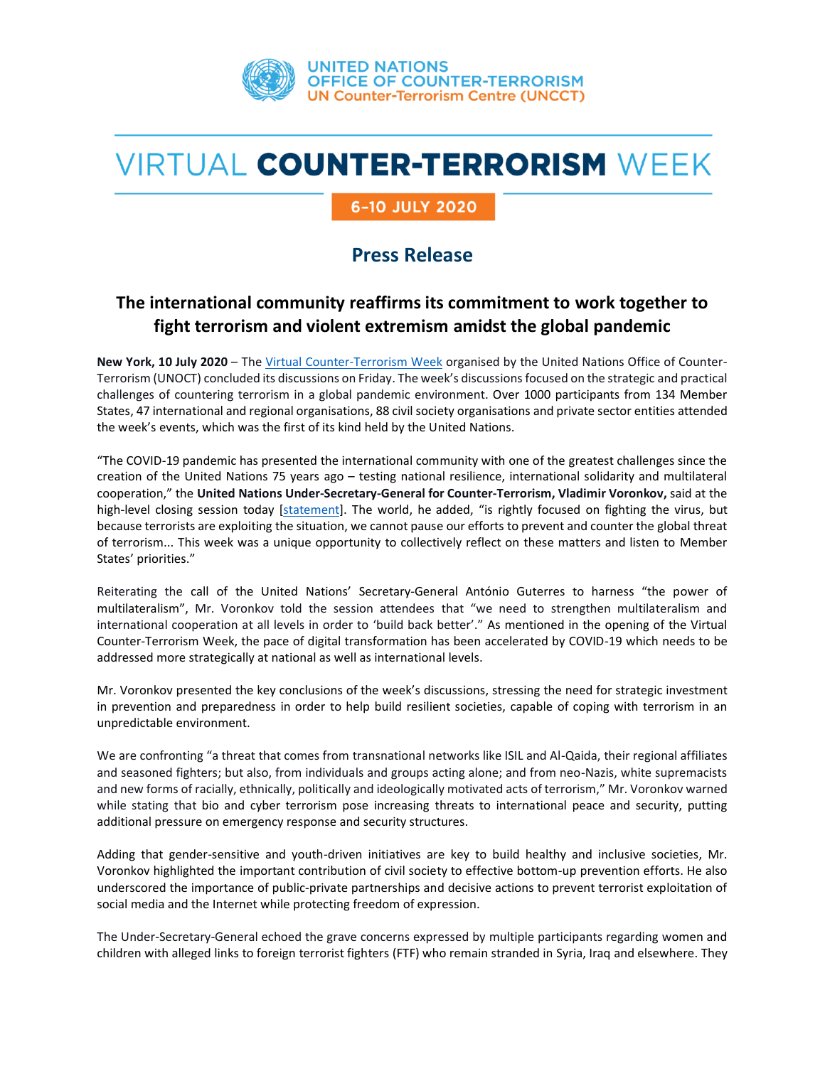UNITED NATIONS
OFFICE OF COUNTER-TERRORISM
UN Counter-Terrorism Centre (UNCCT)

# VIRTUAL **COUNTER-TERRORISM** WEEK

**6-10 JULY 2020**

## Press Release

### The international community reaffirms its commitment to work together to fight terrorism and violent extremism amidst the global pandemic

**New York, 10 July 2020** – The [Virtual Counter-Terrorism Week] organised by the United Nations Office of Counter-Terrorism (UNOCT) concluded its discussions on Friday. The week's discussions focused on the strategic and practical challenges of countering terrorism in a global pandemic environment. Over 1000 participants from 134 Member States, 47 international and regional organisations, 88 civil society organisations and private sector entities attended the week's events, which was the first of its kind held by the United Nations.

"The COVID-19 pandemic has presented the international community with one of the greatest challenges since the creation of the United Nations 75 years ago – testing national resilience, international solidarity and multilateral cooperation," the **United Nations Under-Secretary-General for Counter-Terrorism, Vladimir Voronkov,** said at the high-level closing session today [statement]. The world, he added, "is rightly focused on fighting the virus, but because terrorists are exploiting the situation, we cannot pause our efforts to prevent and counter the global threat of terrorism... This week was a unique opportunity to collectively reflect on these matters and listen to Member States' priorities."

Reiterating the call of the United Nations' Secretary-General António Guterres to harness "the power of multilateralism", Mr. Voronkov told the session attendees that "we need to strengthen multilateralism and international cooperation at all levels in order to 'build back better'." As mentioned in the opening of the Virtual Counter-Terrorism Week, the pace of digital transformation has been accelerated by COVID-19 which needs to be addressed more strategically at national as well as international levels.

Mr. Voronkov presented the key conclusions of the week's discussions, stressing the need for strategic investment in prevention and preparedness in order to help build resilient societies, capable of coping with terrorism in an unpredictable environment.

We are confronting "a threat that comes from transnational networks like ISIL and Al-Qaida, their regional affiliates and seasoned fighters; but also, from individuals and groups acting alone; and from neo-Nazis, white supremacists and new forms of racially, ethnically, politically and ideologically motivated acts of terrorism," Mr. Voronkov warned while stating that bio and cyber terrorism pose increasing threats to international peace and security, putting additional pressure on emergency response and security structures.

Adding that gender-sensitive and youth-driven initiatives are key to build healthy and inclusive societies, Mr. Voronkov highlighted the important contribution of civil society to effective bottom-up prevention efforts. He also underscored the importance of public-private partnerships and decisive actions to prevent terrorist exploitation of social media and the Internet while protecting freedom of expression.

The Under-Secretary-General echoed the grave concerns expressed by multiple participants regarding women and children with alleged links to foreign terrorist fighters (FTF) who remain stranded in Syria, Iraq and elsewhere. They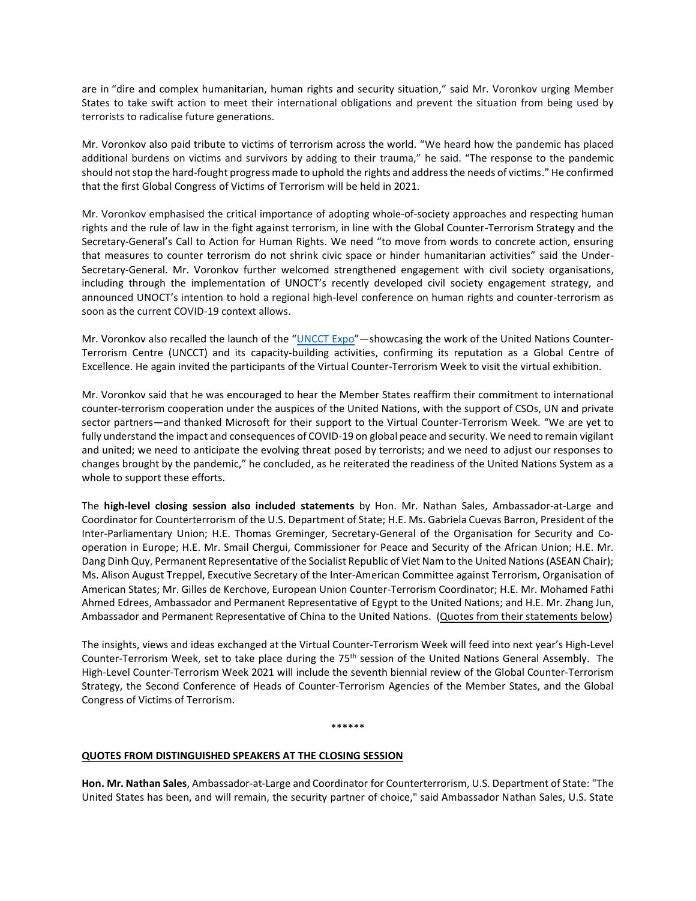are in "dire and complex humanitarian, human rights and security situation," said Mr. Voronkov urging Member States to take swift action to meet their international obligations and prevent the situation from being used by terrorists to radicalise future generations.

Mr. Voronkov also paid tribute to victims of terrorism across the world. "We heard how the pandemic has placed additional burdens on victims and survivors by adding to their trauma," he said. "The response to the pandemic should not stop the hard-fought progress made to uphold the rights and address the needs of victims." He confirmed that the first Global Congress of Victims of Terrorism will be held in 2021.

Mr. Voronkov emphasised the critical importance of adopting whole-of-society approaches and respecting human rights and the rule of law in the fight against terrorism, in line with the Global Counter-Terrorism Strategy and the Secretary-General's Call to Action for Human Rights. We need "to move from words to concrete action, ensuring that measures to counter terrorism do not shrink civic space or hinder humanitarian activities" said the Under-Secretary-General. Mr. Voronkov further welcomed strengthened engagement with civil society organisations, including through the implementation of UNOCT's recently developed civil society engagement strategy, and announced UNOCT's intention to hold a regional high-level conference on human rights and counter-terrorism as soon as the current COVID-19 context allows.

Mr. Voronkov also recalled the launch of the "UNCCT Expo"—showcasing the work of the United Nations Counter-Terrorism Centre (UNCCT) and its capacity-building activities, confirming its reputation as a Global Centre of Excellence. He again invited the participants of the Virtual Counter-Terrorism Week to visit the virtual exhibition.

Mr. Voronkov said that he was encouraged to hear the Member States reaffirm their commitment to international counter-terrorism cooperation under the auspices of the United Nations, with the support of CSOs, UN and private sector partners—and thanked Microsoft for their support to the Virtual Counter-Terrorism Week. "We are yet to fully understand the impact and consequences of COVID-19 on global peace and security. We need to remain vigilant and united; we need to anticipate the evolving threat posed by terrorists; and we need to adjust our responses to changes brought by the pandemic," he concluded, as he reiterated the readiness of the United Nations System as a whole to support these efforts.

The **high-level closing session also included statements** by Hon. Mr. Nathan Sales, Ambassador-at-Large and Coordinator for Counterterrorism of the U.S. Department of State; H.E. Ms. Gabriela Cuevas Barron, President of the Inter-Parliamentary Union; H.E. Thomas Greminger, Secretary-General of the Organisation for Security and Co-operation in Europe; H.E. Mr. Smail Chergui, Commissioner for Peace and Security of the African Union; H.E. Mr. Dang Dinh Quy, Permanent Representative of the Socialist Republic of Viet Nam to the United Nations (ASEAN Chair); Ms. Alison August Treppel, Executive Secretary of the Inter-American Committee against Terrorism, Organisation of American States; Mr. Gilles de Kerchove, European Union Counter-Terrorism Coordinator; H.E. Mr. Mohamed Fathi Ahmed Edrees, Ambassador and Permanent Representative of Egypt to the United Nations; and H.E. Mr. Zhang Jun, Ambassador and Permanent Representative of China to the United Nations. (Quotes from their statements below)

The insights, views and ideas exchanged at the Virtual Counter-Terrorism Week will feed into next year's High-Level Counter-Terrorism Week, set to take place during the 75th session of the United Nations General Assembly. The High-Level Counter-Terrorism Week 2021 will include the seventh biennial review of the Global Counter-Terrorism Strategy, the Second Conference of Heads of Counter-Terrorism Agencies of the Member States, and the Global Congress of Victims of Terrorism.

******

## QUOTES FROM DISTINGUISHED SPEAKERS AT THE CLOSING SESSION

**Hon. Mr. Nathan Sales**, Ambassador-at-Large and Coordinator for Counterterrorism, U.S. Department of State: "The United States has been, and will remain, the security partner of choice," said Ambassador Nathan Sales, U.S. State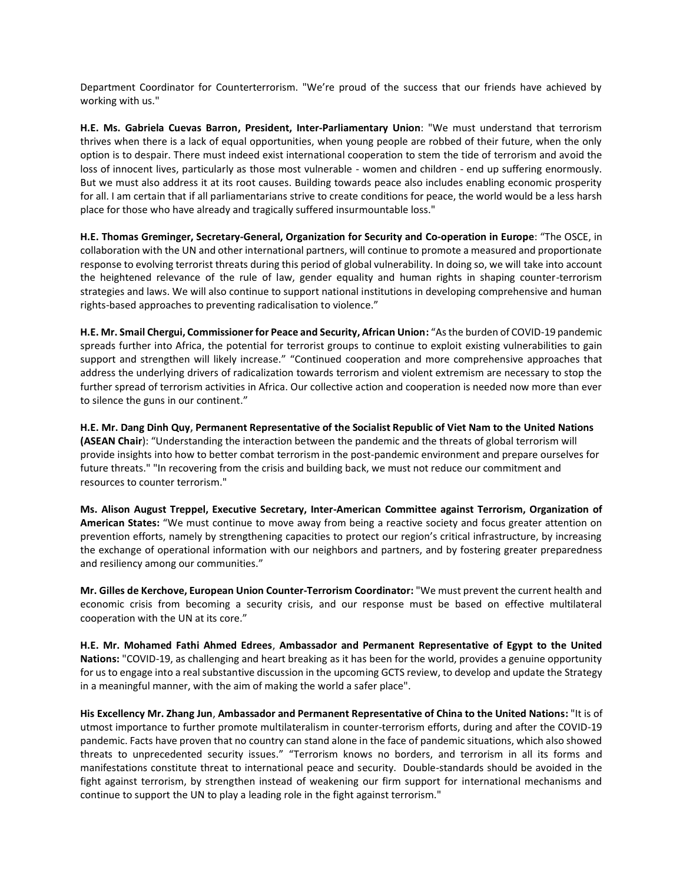Department Coordinator for Counterterrorism. "We're proud of the success that our friends have achieved by working with us."

**H.E. Ms. Gabriela Cuevas Barron, President, Inter-Parliamentary Union**: "We must understand that terrorism thrives when there is a lack of equal opportunities, when young people are robbed of their future, when the only option is to despair. There must indeed exist international cooperation to stem the tide of terrorism and avoid the loss of innocent lives, particularly as those most vulnerable - women and children - end up suffering enormously. But we must also address it at its root causes. Building towards peace also includes enabling economic prosperity for all. I am certain that if all parliamentarians strive to create conditions for peace, the world would be a less harsh place for those who have already and tragically suffered insurmountable loss."

**H.E. Thomas Greminger, Secretary-General, Organization for Security and Co-operation in Europe**: "The OSCE, in collaboration with the UN and other international partners, will continue to promote a measured and proportionate response to evolving terrorist threats during this period of global vulnerability. In doing so, we will take into account the heightened relevance of the rule of law, gender equality and human rights in shaping counter-terrorism strategies and laws. We will also continue to support national institutions in developing comprehensive and human rights-based approaches to preventing radicalisation to violence."

**H.E. Mr. Smail Chergui, Commissioner for Peace and Security, African Union:** "As the burden of COVID-19 pandemic spreads further into Africa, the potential for terrorist groups to continue to exploit existing vulnerabilities to gain support and strengthen will likely increase." "Continued cooperation and more comprehensive approaches that address the underlying drivers of radicalization towards terrorism and violent extremism are necessary to stop the further spread of terrorism activities in Africa. Our collective action and cooperation is needed now more than ever to silence the guns in our continent."

**H.E. Mr. Dang Dinh Quy, Permanent Representative of the Socialist Republic of Viet Nam to the United Nations (ASEAN Chair)**: "Understanding the interaction between the pandemic and the threats of global terrorism will provide insights into how to better combat terrorism in the post-pandemic environment and prepare ourselves for future threats." "In recovering from the crisis and building back, we must not reduce our commitment and resources to counter terrorism."

**Ms. Alison August Treppel, Executive Secretary, Inter-American Committee against Terrorism, Organization of American States:** "We must continue to move away from being a reactive society and focus greater attention on prevention efforts, namely by strengthening capacities to protect our region's critical infrastructure, by increasing the exchange of operational information with our neighbors and partners, and by fostering greater preparedness and resiliency among our communities."

**Mr. Gilles de Kerchove, European Union Counter-Terrorism Coordinator:** "We must prevent the current health and economic crisis from becoming a security crisis, and our response must be based on effective multilateral cooperation with the UN at its core."

**H.E. Mr. Mohamed Fathi Ahmed Edrees**, **Ambassador and Permanent Representative of Egypt to the United Nations:** "COVID-19, as challenging and heart breaking as it has been for the world, provides a genuine opportunity for us to engage into a real substantive discussion in the upcoming GCTS review, to develop and update the Strategy in a meaningful manner, with the aim of making the world a safer place".

**His Excellency Mr. Zhang Jun**, **Ambassador and Permanent Representative of China to the United Nations:** "It is of utmost importance to further promote multilateralism in counter-terrorism efforts, during and after the COVID-19 pandemic. Facts have proven that no country can stand alone in the face of pandemic situations, which also showed threats to unprecedented security issues." "Terrorism knows no borders, and terrorism in all its forms and manifestations constitute threat to international peace and security. Double-standards should be avoided in the fight against terrorism, by strengthen instead of weakening our firm support for international mechanisms and continue to support the UN to play a leading role in the fight against terrorism."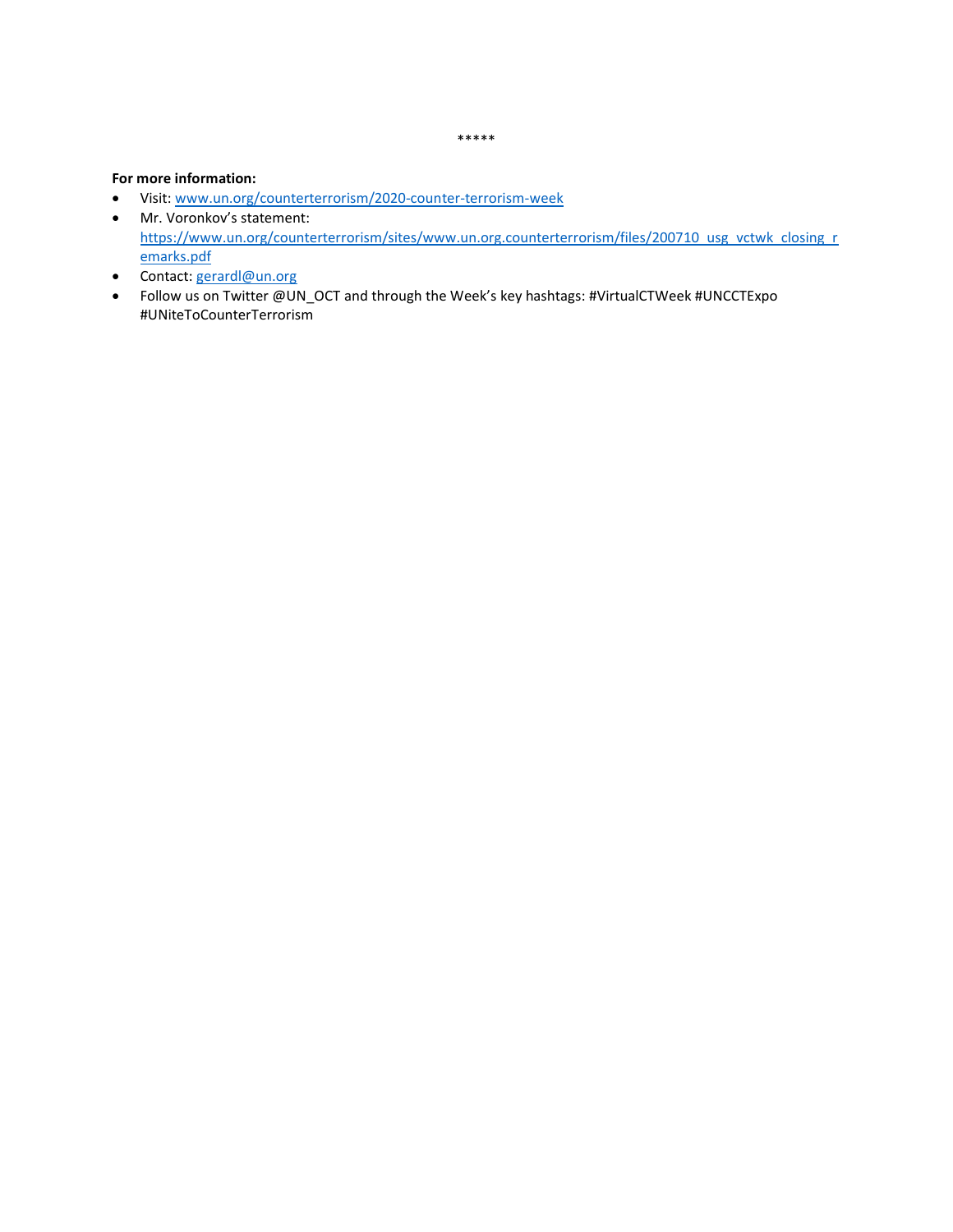\*\*\*\*\*

**For more information:**

- Visit: www.un.org/counterterrorism/2020-counter-terrorism-week
- Mr. Voronkov's statement: https://www.un.org/counterterrorism/sites/www.un.org.counterterrorism/files/200710_usg_vctwk_closing_remarks.pdf
- Contact: gerardl@un.org
- Follow us on Twitter @UN_OCT and through the Week's key hashtags: #VirtualCTWeek #UNCCTExpo #UNiteToCounterTerrorism